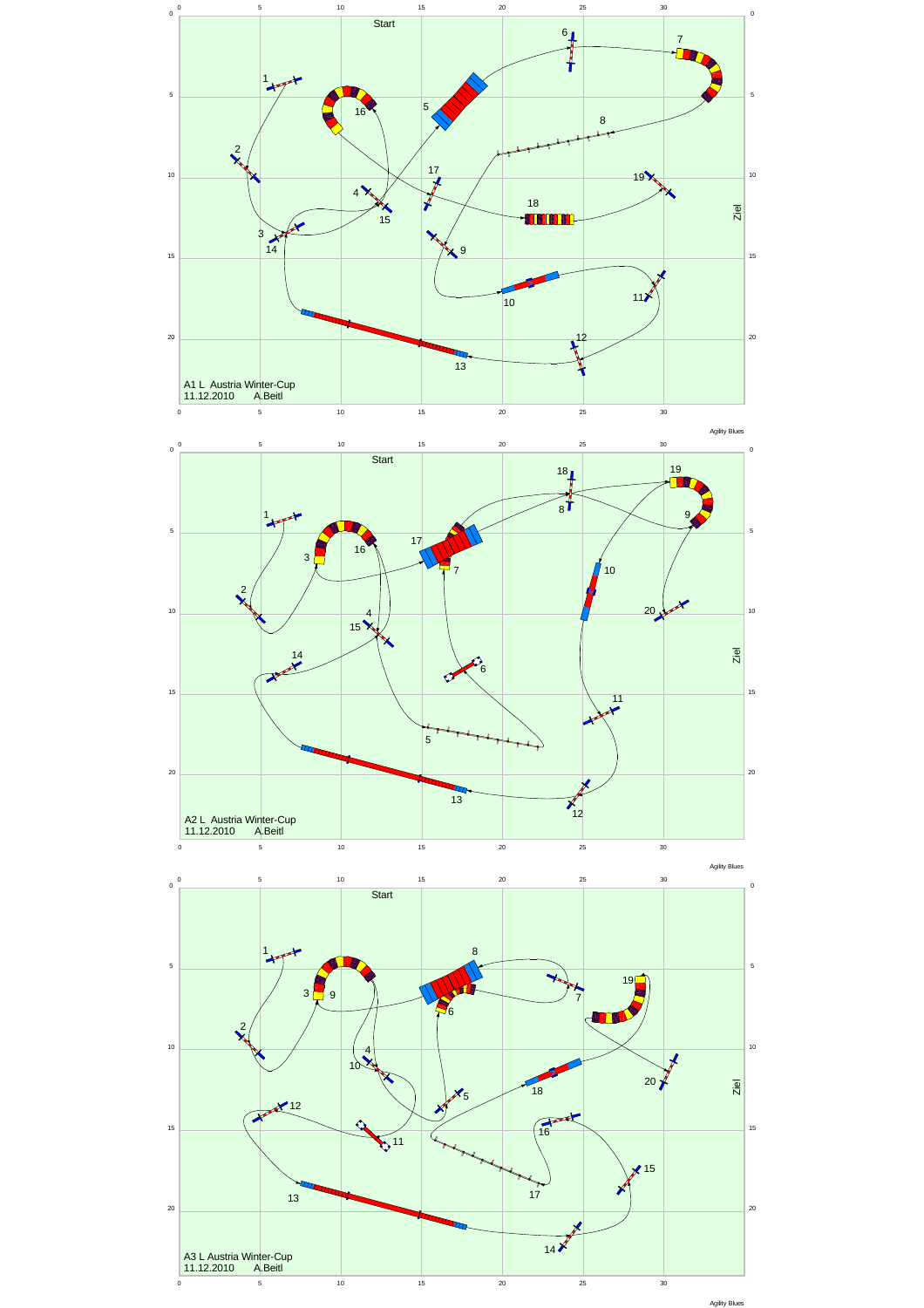A1 L Austria Winter-Cup
11.12.2010 A.Beitl

A2 L Austria Winter-Cup
11.12.2010 A.Beitl

A3 L Austria Winter-Cup
11.12.2010 A.Beitl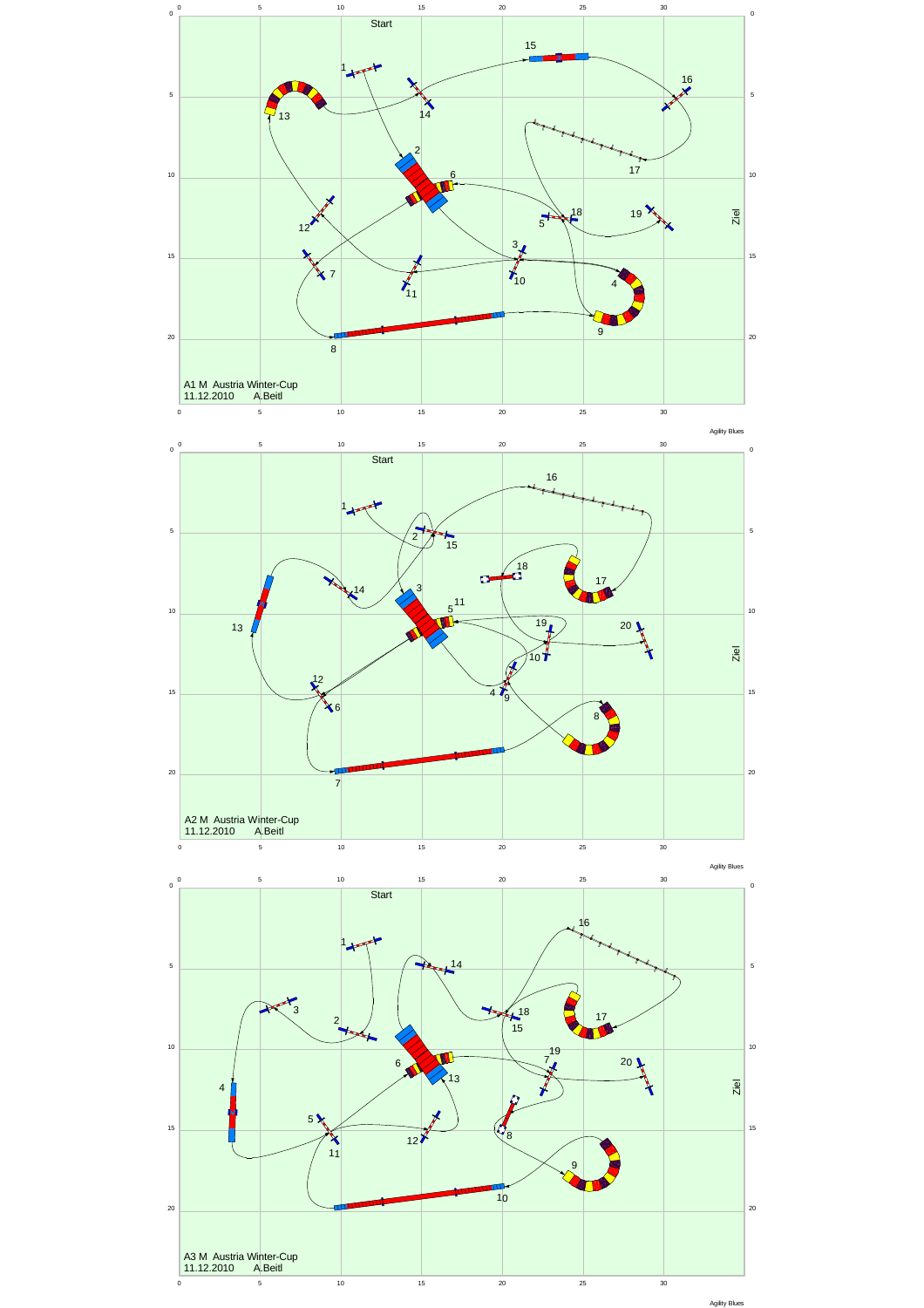A1 M Austria Winter-Cup
11.12.2010 A.Beitl

A2 M Austria Winter-Cup
11.12.2010 A.Beitl

A3 M Austria Winter-Cup
11.12.2010 A.Beitl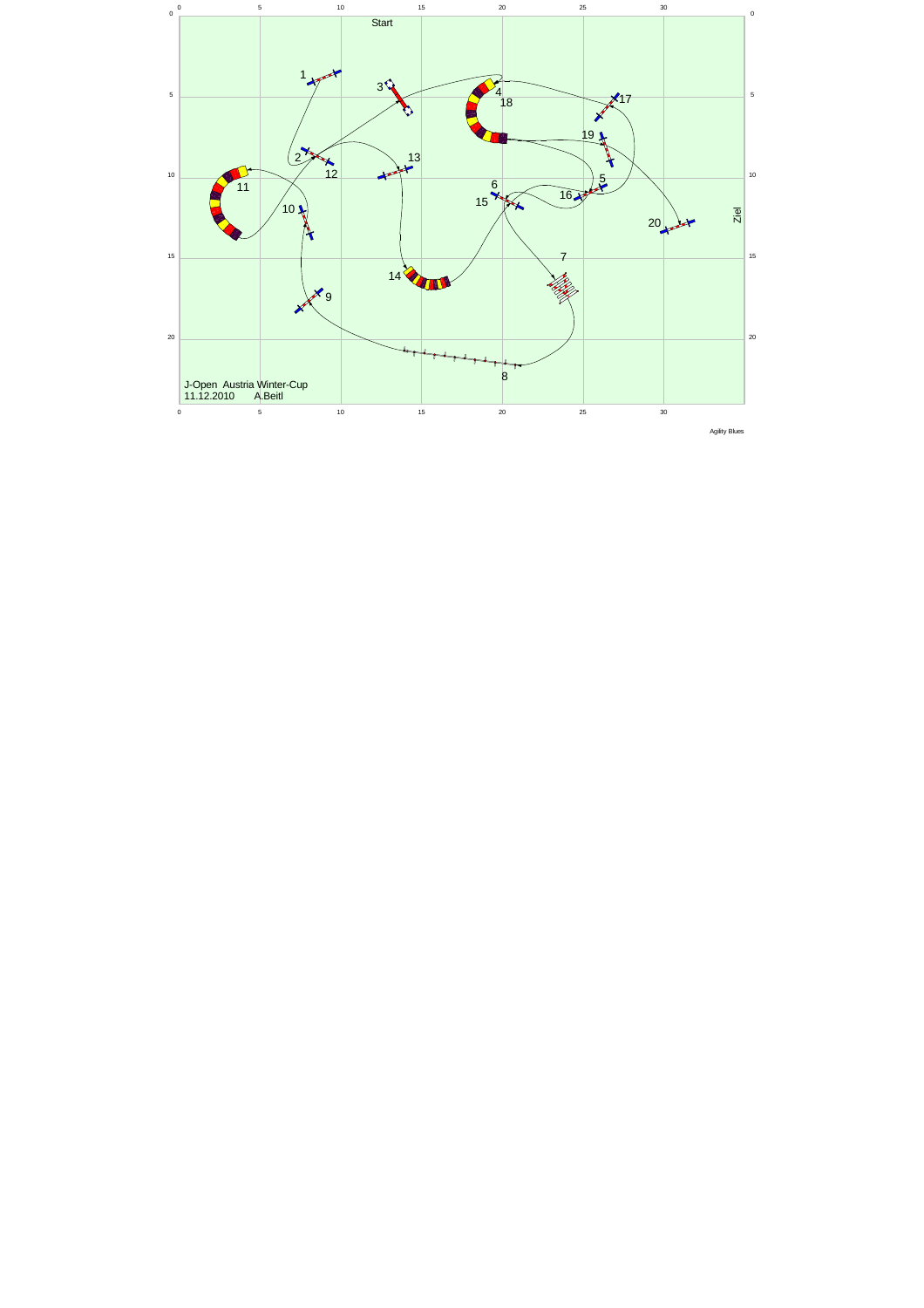Start

1
2
3
4
18
5
6
15
7
8
9
10
11
12
13
14
16
17
19
20

Ziel

J-Open Austria Winter-Cup
11.12.2010 A.Beitl

Agility Blues